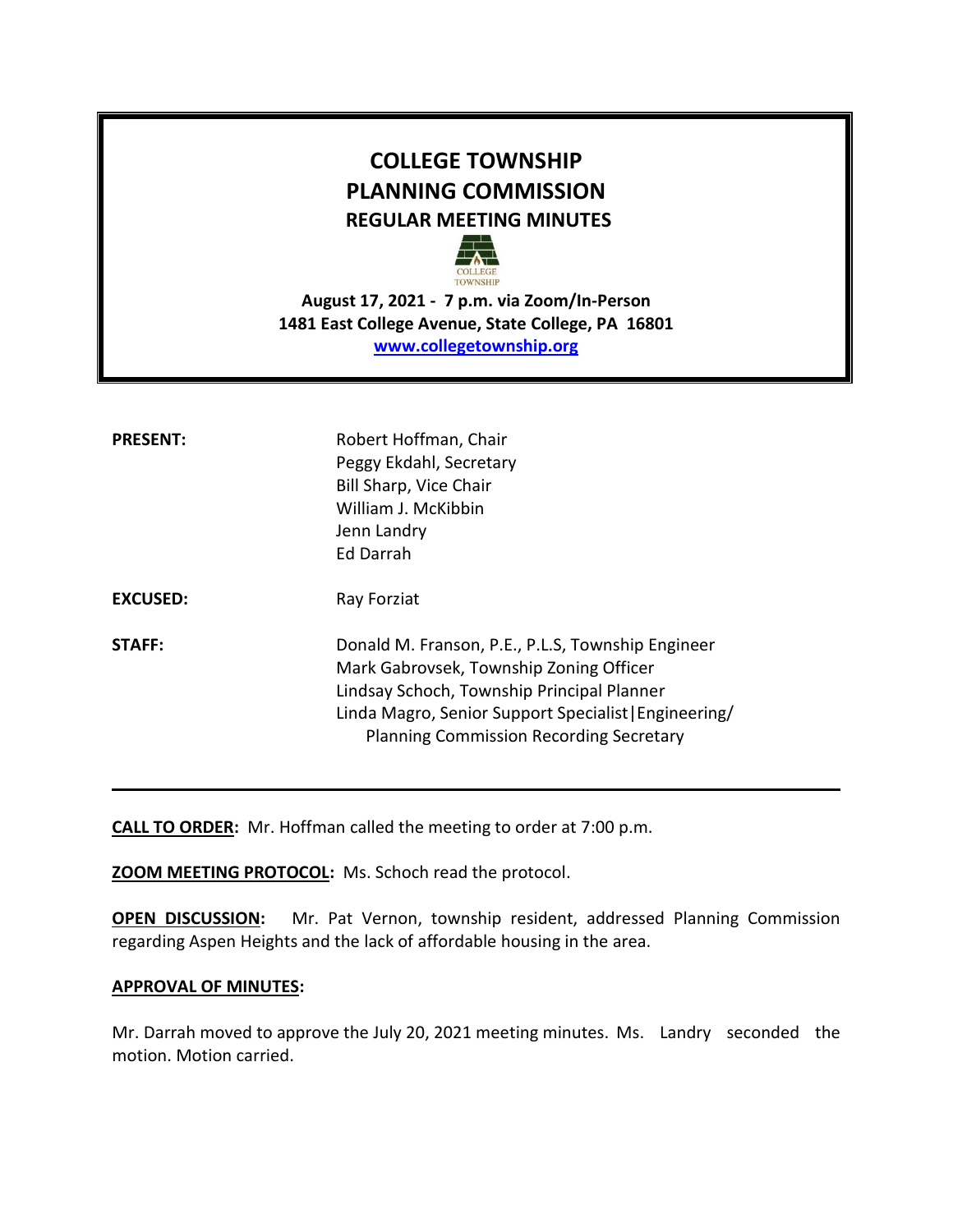# COLLEGE TOWNSHIP
# PLANNING COMMISSION
## REGULAR MEETING MINUTES

**August 17, 2021 - 7 p.m. via Zoom/In-Person**
**1481 East College Avenue, State College, PA 16801**
**www.collegetownship.org**

**PRESENT:** Robert Hoffman, Chair
Peggy Ekdahl, Secretary
Bill Sharp, Vice Chair
William J. McKibbin
Jenn Landry
Ed Darrah

**EXCUSED:** Ray Forziat

**STAFF:** Donald M. Franson, P.E., P.L.S, Township Engineer
Mark Gabrovsek, Township Zoning Officer
Lindsay Schoch, Township Principal Planner
Linda Magro, Senior Support Specialist|Engineering/ Planning Commission Recording Secretary

---

**CALL TO ORDER:** Mr. Hoffman called the meeting to order at 7:00 p.m.

**ZOOM MEETING PROTOCOL:** Ms. Schoch read the protocol.

**OPEN DISCUSSION:** Mr. Pat Vernon, township resident, addressed Planning Commission regarding Aspen Heights and the lack of affordable housing in the area.

**APPROVAL OF MINUTES:**

Mr. Darrah moved to approve the July 20, 2021 meeting minutes. Ms. Landry seconded the motion. Motion carried.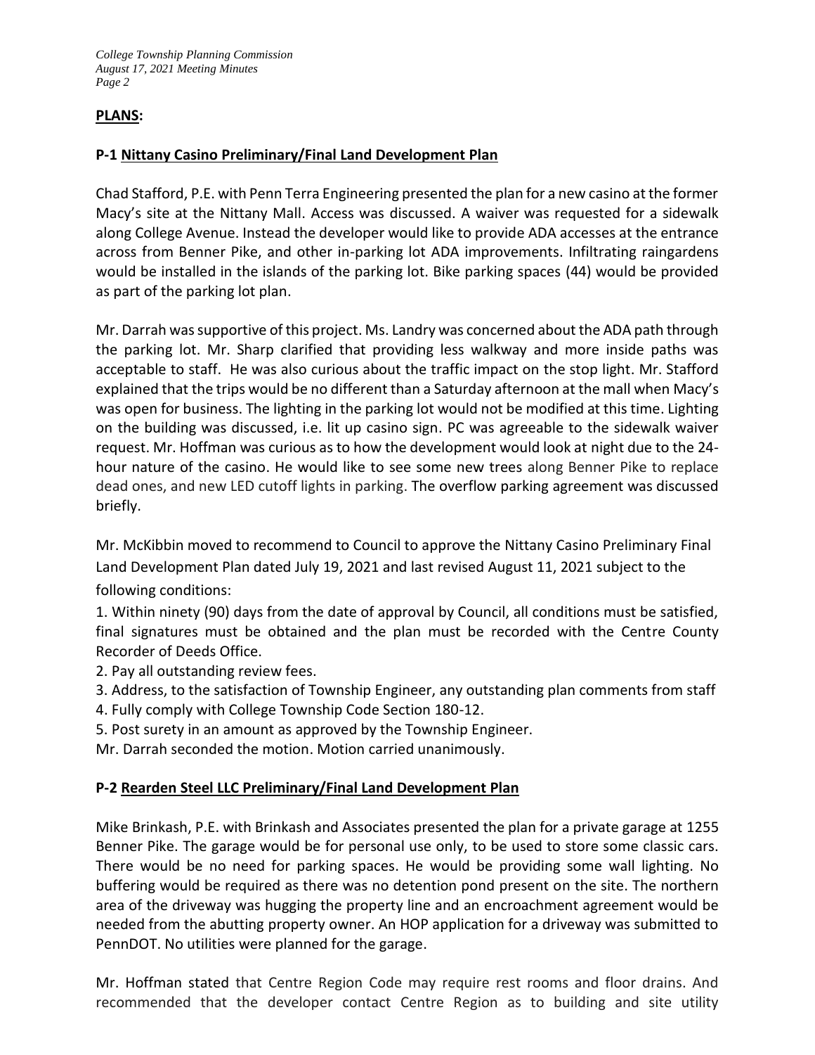## PLANS:

### P-1 Nittany Casino Preliminary/Final Land Development Plan

Chad Stafford, P.E. with Penn Terra Engineering presented the plan for a new casino at the former Macy's site at the Nittany Mall. Access was discussed. A waiver was requested for a sidewalk along College Avenue. Instead the developer would like to provide ADA accesses at the entrance across from Benner Pike, and other in-parking lot ADA improvements. Infiltrating raingardens would be installed in the islands of the parking lot. Bike parking spaces (44) would be provided as part of the parking lot plan.

Mr. Darrah was supportive of this project. Ms. Landry was concerned about the ADA path through the parking lot. Mr. Sharp clarified that providing less walkway and more inside paths was acceptable to staff. He was also curious about the traffic impact on the stop light. Mr. Stafford explained that the trips would be no different than a Saturday afternoon at the mall when Macy's was open for business. The lighting in the parking lot would not be modified at this time. Lighting on the building was discussed, i.e. lit up casino sign. PC was agreeable to the sidewalk waiver request. Mr. Hoffman was curious as to how the development would look at night due to the 24-hour nature of the casino. He would like to see some new trees along Benner Pike to replace dead ones, and new LED cutoff lights in parking. The overflow parking agreement was discussed briefly.

Mr. McKibbin moved to recommend to Council to approve the Nittany Casino Preliminary Final Land Development Plan dated July 19, 2021 and last revised August 11, 2021 subject to the following conditions:

1. Within ninety (90) days from the date of approval by Council, all conditions must be satisfied, final signatures must be obtained and the plan must be recorded with the Centre County Recorder of Deeds Office.
2. Pay all outstanding review fees.
3. Address, to the satisfaction of Township Engineer, any outstanding plan comments from staff
4. Fully comply with College Township Code Section 180-12.
5. Post surety in an amount as approved by the Township Engineer.

Mr. Darrah seconded the motion. Motion carried unanimously.

### P-2 Rearden Steel LLC Preliminary/Final Land Development Plan

Mike Brinkash, P.E. with Brinkash and Associates presented the plan for a private garage at 1255 Benner Pike. The garage would be for personal use only, to be used to store some classic cars. There would be no need for parking spaces. He would be providing some wall lighting. No buffering would be required as there was no detention pond present on the site. The northern area of the driveway was hugging the property line and an encroachment agreement would be needed from the abutting property owner. An HOP application for a driveway was submitted to PennDOT. No utilities were planned for the garage.

Mr. Hoffman stated that Centre Region Code may require rest rooms and floor drains. And recommended that the developer contact Centre Region as to building and site utility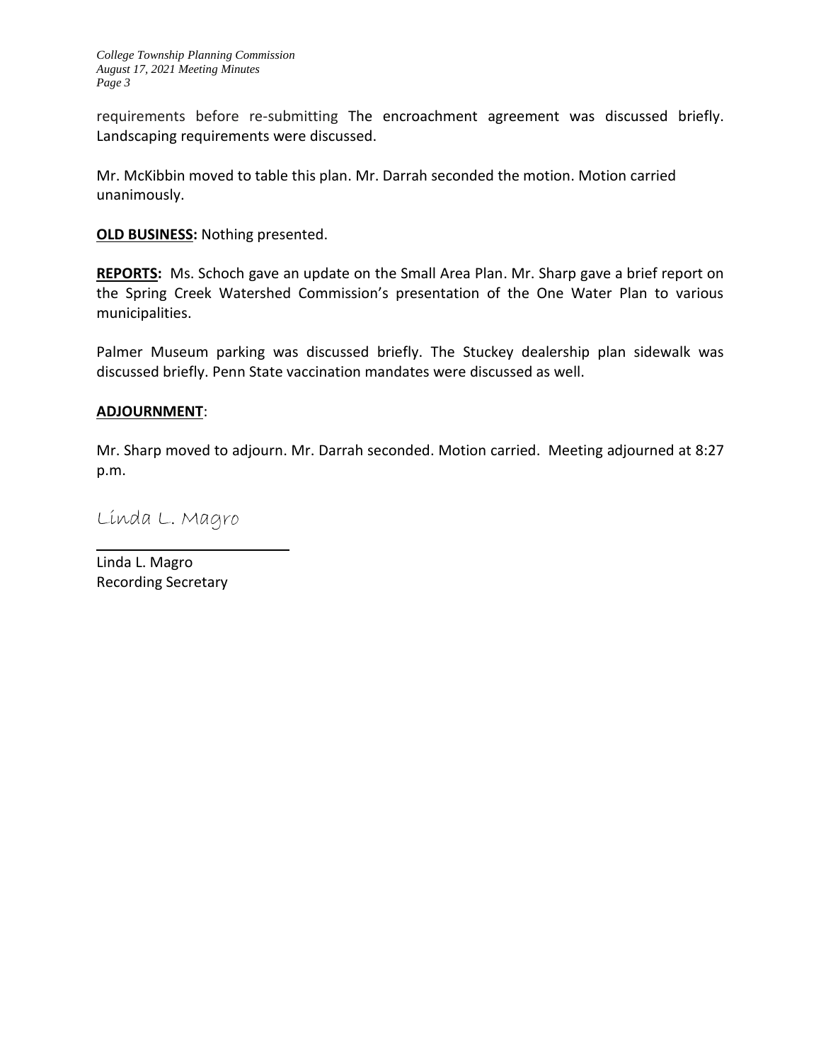requirements before re-submitting The encroachment agreement was discussed briefly. Landscaping requirements were discussed.

Mr. McKibbin moved to table this plan. Mr. Darrah seconded the motion. Motion carried unanimously.

**OLD BUSINESS:** Nothing presented.

**REPORTS:** Ms. Schoch gave an update on the Small Area Plan. Mr. Sharp gave a brief report on the Spring Creek Watershed Commission's presentation of the One Water Plan to various municipalities.

Palmer Museum parking was discussed briefly. The Stuckey dealership plan sidewalk was discussed briefly. Penn State vaccination mandates were discussed as well.

**ADJOURNMENT**:

Mr. Sharp moved to adjourn. Mr. Darrah seconded. Motion carried. Meeting adjourned at 8:27 p.m.

Linda L. Magro

Linda L. Magro
Recording Secretary